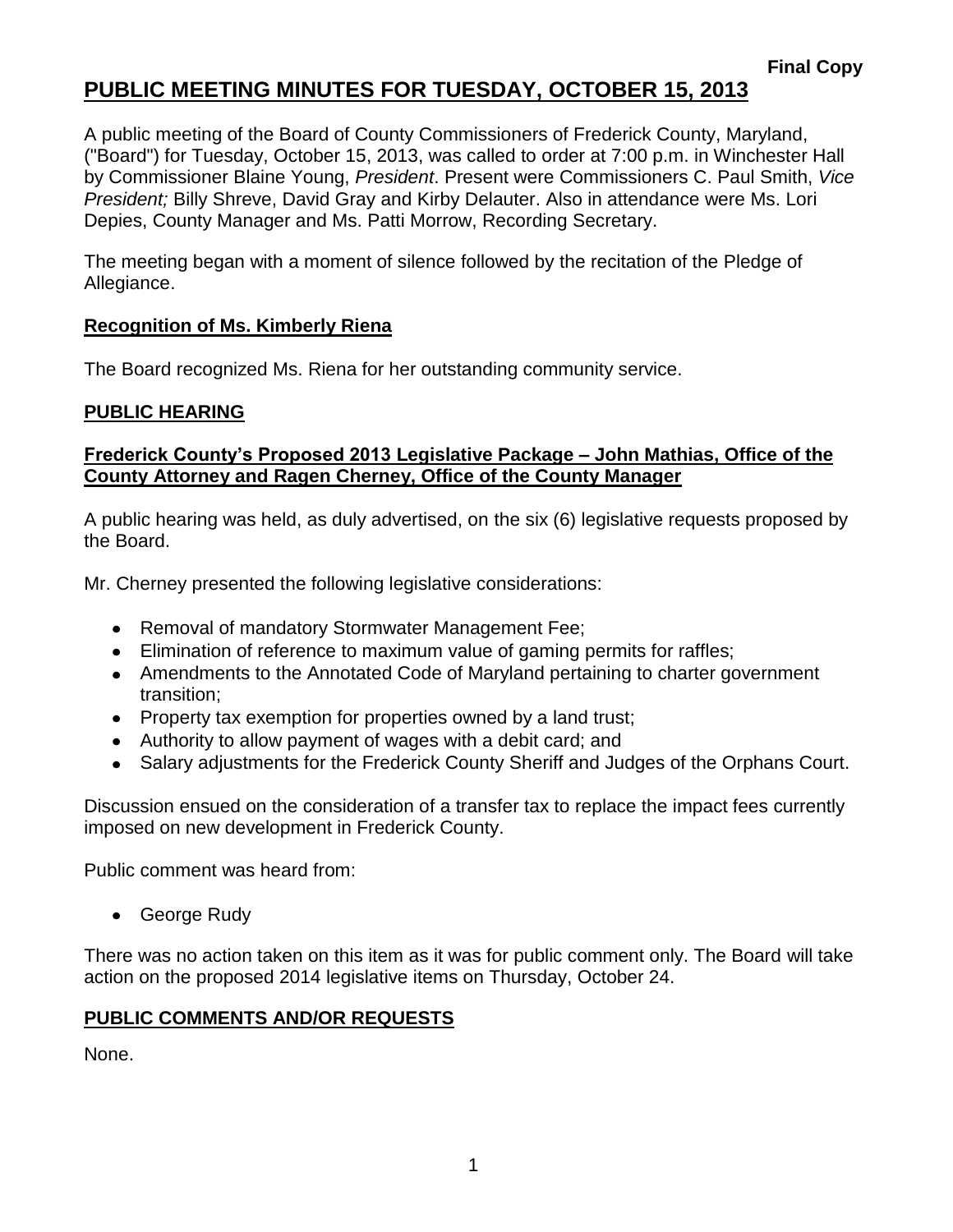**Final Copy**

# PUBLIC MEETING MINUTES FOR TUESDAY, OCTOBER 15, 2013

A public meeting of the Board of County Commissioners of Frederick County, Maryland, ("Board") for Tuesday, October 15, 2013, was called to order at 7:00 p.m. in Winchester Hall by Commissioner Blaine Young, *President*. Present were Commissioners C. Paul Smith, *Vice President;* Billy Shreve, David Gray and Kirby Delauter. Also in attendance were Ms. Lori Depies, County Manager and Ms. Patti Morrow, Recording Secretary.

The meeting began with a moment of silence followed by the recitation of the Pledge of Allegiance.

## Recognition of Ms. Kimberly Riena

The Board recognized Ms. Riena for her outstanding community service.

## PUBLIC HEARING

### Frederick County's Proposed 2013 Legislative Package – John Mathias, Office of the County Attorney and Ragen Cherney, Office of the County Manager

A public hearing was held, as duly advertised, on the six (6) legislative requests proposed by the Board.

Mr. Cherney presented the following legislative considerations:

- Removal of mandatory Stormwater Management Fee;
- Elimination of reference to maximum value of gaming permits for raffles;
- Amendments to the Annotated Code of Maryland pertaining to charter government transition;
- Property tax exemption for properties owned by a land trust;
- Authority to allow payment of wages with a debit card; and
- Salary adjustments for the Frederick County Sheriff and Judges of the Orphans Court.

Discussion ensued on the consideration of a transfer tax to replace the impact fees currently imposed on new development in Frederick County.

Public comment was heard from:

- George Rudy

There was no action taken on this item as it was for public comment only. The Board will take action on the proposed 2014 legislative items on Thursday, October 24.

## PUBLIC COMMENTS AND/OR REQUESTS

None.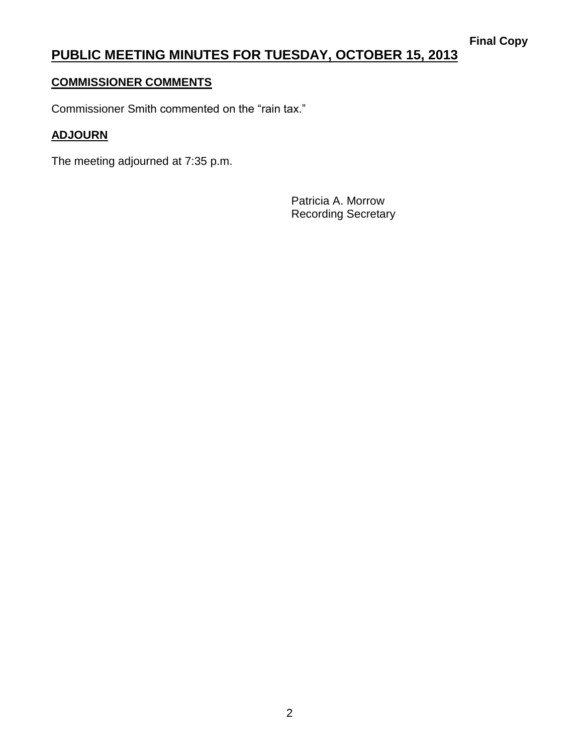**Final Copy**

# PUBLIC MEETING MINUTES FOR TUESDAY, OCTOBER 15, 2013

## COMMISSIONER COMMENTS

Commissioner Smith commented on the "rain tax."

## ADJOURN

The meeting adjourned at 7:35 p.m.

Patricia A. Morrow
Recording Secretary